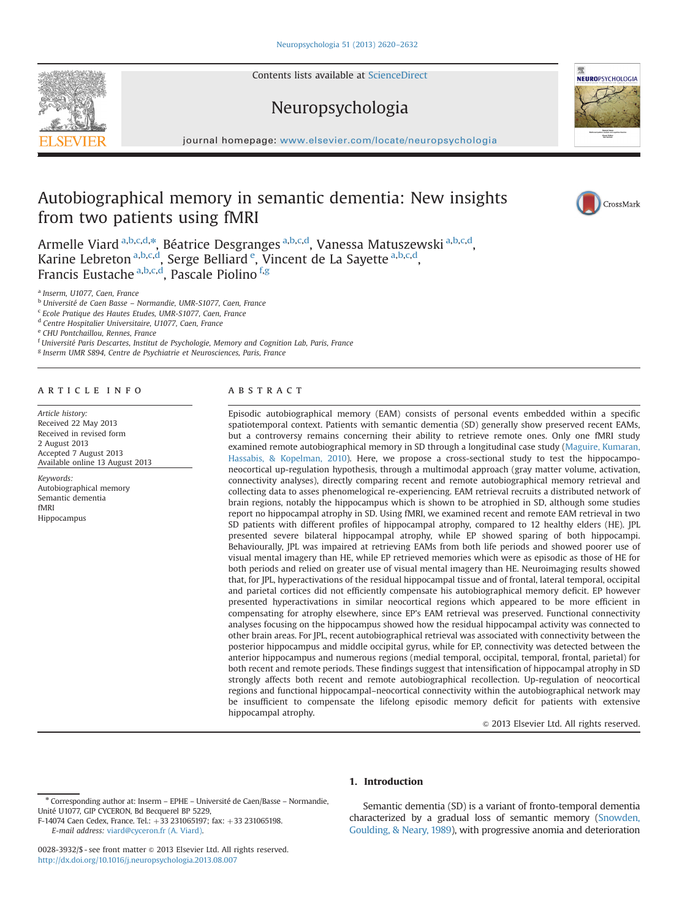# Autobiographical memory in semantic dementia: New insights from two patients using fMRI

Armelle Viard [a,b,c,d,*], Béatrice Desgranges [a,b,c,d], Vanessa Matuszewski [a,b,c,d], Karine Lebreton [a,b,c,d], Serge Belliard [e], Vincent de La Sayette [a,b,c,d], Francis Eustache [a,b,c,d], Pascale Piolino [f,g]

[a] Inserm, U1077, Caen, France
[b] Université de Caen Basse – Normandie, UMR-S1077, Caen, France
[c] Ecole Pratique des Hautes Etudes, UMR-S1077, Caen, France
[d] Centre Hospitalier Universitaire, U1077, Caen, France
[e] CHU Pontchaillou, Rennes, France
[f] Université Paris Descartes, Institut de Psychologie, Memory and Cognition Lab, Paris, France
[g] Inserm UMR S894, Centre de Psychiatrie et Neurosciences, Paris, France

## ARTICLE INFO

*Article history:*
Received 22 May 2013
Received in revised form
2 August 2013
Accepted 7 August 2013
Available online 13 August 2013

*Keywords:*
Autobiographical memory
Semantic dementia
fMRI
Hippocampus

## ABSTRACT

Episodic autobiographical memory (EAM) consists of personal events embedded within a specific spatiotemporal context. Patients with semantic dementia (SD) generally show preserved recent EAMs, but a controversy remains concerning their ability to retrieve remote ones. Only one fMRI study examined remote autobiographical memory in SD through a longitudinal case study (Maguire, Kumaran, Hassabis, & Kopelman, 2010). Here, we propose a cross-sectional study to test the hippocampo-neocortical up-regulation hypothesis, through a multimodal approach (gray matter volume, activation, connectivity analyses), directly comparing recent and remote autobiographical memory retrieval and collecting data to asses phenomelogical re-experiencing. EAM retrieval recruits a distributed network of brain regions, notably the hippocampus which is shown to be atrophied in SD, although some studies report no hippocampal atrophy in SD. Using fMRI, we examined recent and remote EAM retrieval in two SD patients with different profiles of hippocampal atrophy, compared to 12 healthy elders (HE). JPL presented severe bilateral hippocampal atrophy, while EP showed sparing of both hippocampi. Behaviourally, JPL was impaired at retrieving EAMs from both life periods and showed poorer use of visual mental imagery than HE, while EP retrieved memories which were as episodic as those of HE for both periods and relied on greater use of visual mental imagery than HE. Neuroimaging results showed that, for JPL, hyperactivations of the residual hippocampal tissue and of frontal, lateral temporal, occipital and parietal cortices did not efficiently compensate his autobiographical memory deficit. EP however presented hyperactivations in similar neocortical regions which appeared to be more efficient in compensating for atrophy elsewhere, since EP's EAM retrieval was preserved. Functional connectivity analyses focusing on the hippocampus showed how the residual hippocampal activity was connected to other brain areas. For JPL, recent autobiographical retrieval was associated with connectivity between the posterior hippocampus and middle occipital gyrus, while for EP, connectivity was detected between the anterior hippocampus and numerous regions (medial temporal, occipital, temporal, frontal, parietal) for both recent and remote periods. These findings suggest that intensification of hippocampal atrophy in SD strongly affects both recent and remote autobiographical recollection. Up-regulation of neocortical regions and functional hippocampal–neocortical connectivity within the autobiographical network may be insufficient to compensate the lifelong episodic memory deficit for patients with extensive hippocampal atrophy.

© 2013 Elsevier Ltd. All rights reserved.

## 1. Introduction

Semantic dementia (SD) is a variant of fronto-temporal dementia characterized by a gradual loss of semantic memory (Snowden, Goulding, & Neary, 1989), with progressive anomia and deterioration

---

* Corresponding author at: Inserm – EPHE – Université de Caen/Basse – Normandie, Unité U1077, GIP CYCERON, Bd Becquerel BP 5229, F-14074 Caen Cedex, France. Tel.: +33 231065197; fax: +33 231065198.
*E-mail address:* viard@cyceron.fr (A. Viard).

0028-3932/$ - see front matter © 2013 Elsevier Ltd. All rights reserved.
http://dx.doi.org/10.1016/j.neuropsychologia.2013.08.007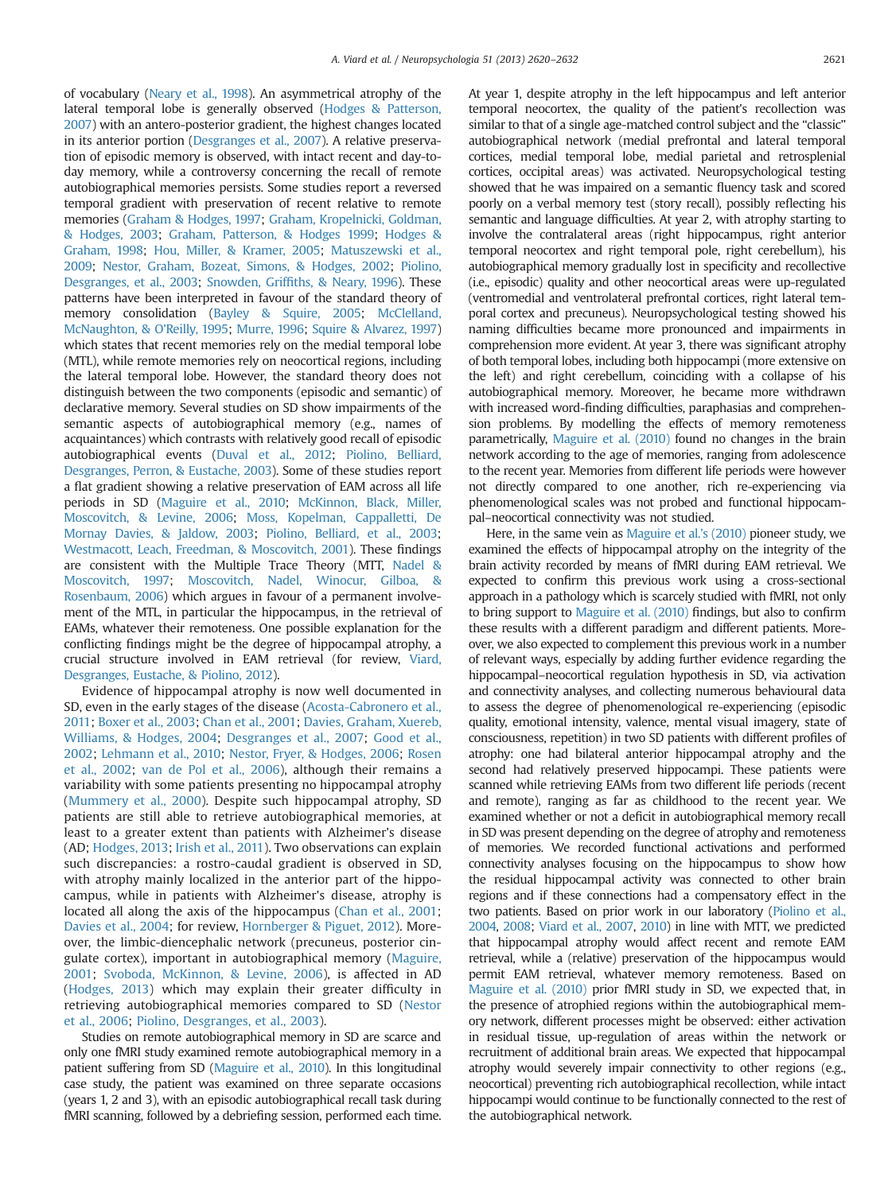of vocabulary (Neary et al., 1998). An asymmetrical atrophy of the lateral temporal lobe is generally observed (Hodges & Patterson, 2007) with an antero-posterior gradient, the highest changes located in its anterior portion (Desgranges et al., 2007). A relative preservation of episodic memory is observed, with intact recent and day-to-day memory, while a controversy concerning the recall of remote autobiographical memories persists. Some studies report a reversed temporal gradient with preservation of recent relative to remote memories (Graham & Hodges, 1997; Graham, Kropelnicki, Goldman, & Hodges, 2003; Graham, Patterson, & Hodges 1999; Hodges & Graham, 1998; Hou, Miller, & Kramer, 2005; Matuszewski et al., 2009; Nestor, Graham, Bozeat, Simons, & Hodges, 2002; Piolino, Desgranges, et al., 2003; Snowden, Griffiths, & Neary, 1996). These patterns have been interpreted in favour of the standard theory of memory consolidation (Bayley & Squire, 2005; McClelland, McNaughton, & O'Reilly, 1995; Murre, 1996; Squire & Alvarez, 1997) which states that recent memories rely on the medial temporal lobe (MTL), while remote memories rely on neocortical regions, including the lateral temporal lobe. However, the standard theory does not distinguish between the two components (episodic and semantic) of declarative memory. Several studies on SD show impairments of the semantic aspects of autobiographical memory (e.g., names of acquaintances) which contrasts with relatively good recall of episodic autobiographical events (Duval et al., 2012; Piolino, Belliard, Desgranges, Perron, & Eustache, 2003). Some of these studies report a flat gradient showing a relative preservation of EAM across all life periods in SD (Maguire et al., 2010; McKinnon, Black, Miller, Moscovitch, & Levine, 2006; Moss, Kopelman, Cappalletti, De Mornay Davies, & Jaldow, 2003; Piolino, Belliard, et al., 2003; Westmacott, Leach, Freedman, & Moscovitch, 2001). These findings are consistent with the Multiple Trace Theory (MTT, Nadel & Moscovitch, 1997; Moscovitch, Nadel, Winocur, Gilboa, & Rosenbaum, 2006) which argues in favour of a permanent involvement of the MTL, in particular the hippocampus, in the retrieval of EAMs, whatever their remoteness. One possible explanation for the conflicting findings might be the degree of hippocampal atrophy, a crucial structure involved in EAM retrieval (for review, Viard, Desgranges, Eustache, & Piolino, 2012).

Evidence of hippocampal atrophy is now well documented in SD, even in the early stages of the disease (Acosta-Cabronero et al., 2011; Boxer et al., 2003; Chan et al., 2001; Davies, Graham, Xuereb, Williams, & Hodges, 2004; Desgranges et al., 2007; Good et al., 2002; Lehmann et al., 2010; Nestor, Fryer, & Hodges, 2006; Rosen et al., 2002; van de Pol et al., 2006), although their remains a variability with some patients presenting no hippocampal atrophy (Mummery et al., 2000). Despite such hippocampal atrophy, SD patients are still able to retrieve autobiographical memories, at least to a greater extent than patients with Alzheimer's disease (AD; Hodges, 2013; Irish et al., 2011). Two observations can explain such discrepancies: a rostro-caudal gradient is observed in SD, with atrophy mainly localized in the anterior part of the hippocampus, while in patients with Alzheimer's disease, atrophy is located all along the axis of the hippocampus (Chan et al., 2001; Davies et al., 2004; for review, Hornberger & Piguet, 2012). Moreover, the limbic-diencephalic network (precuneus, posterior cingulate cortex), important in autobiographical memory (Maguire, 2001; Svoboda, McKinnon, & Levine, 2006), is affected in AD (Hodges, 2013) which may explain their greater difficulty in retrieving autobiographical memories compared to SD (Nestor et al., 2006; Piolino, Desgranges, et al., 2003).

Studies on remote autobiographical memory in SD are scarce and only one fMRI study examined remote autobiographical memory in a patient suffering from SD (Maguire et al., 2010). In this longitudinal case study, the patient was examined on three separate occasions (years 1, 2 and 3), with an episodic autobiographical recall task during fMRI scanning, followed by a debriefing session, performed each time. At year 1, despite atrophy in the left hippocampus and left anterior temporal neocortex, the quality of the patient's recollection was similar to that of a single age-matched control subject and the "classic" autobiographical network (medial prefrontal and lateral temporal cortices, medial temporal lobe, medial parietal and retrosplenial cortices, occipital areas) was activated. Neuropsychological testing showed that he was impaired on a semantic fluency task and scored poorly on a verbal memory test (story recall), possibly reflecting his semantic and language difficulties. At year 2, with atrophy starting to involve the contralateral areas (right hippocampus, right anterior temporal neocortex and right temporal pole, right cerebellum), his autobiographical memory gradually lost in specificity and recollective (i.e., episodic) quality and other neocortical areas were up-regulated (ventromedial and ventrolateral prefrontal cortices, right lateral temporal cortex and precuneus). Neuropsychological testing showed his naming difficulties became more pronounced and impairments in comprehension more evident. At year 3, there was significant atrophy of both temporal lobes, including both hippocampi (more extensive on the left) and right cerebellum, coinciding with a collapse of his autobiographical memory. Moreover, he became more withdrawn with increased word-finding difficulties, paraphasias and comprehension problems. By modelling the effects of memory remoteness parametrically, Maguire et al. (2010) found no changes in the brain network according to the age of memories, ranging from adolescence to the recent year. Memories from different life periods were however not directly compared to one another, rich re-experiencing via phenomenological scales was not probed and functional hippocampal–neocortical connectivity was not studied.

Here, in the same vein as Maguire et al.'s (2010) pioneer study, we examined the effects of hippocampal atrophy on the integrity of the brain activity recorded by means of fMRI during EAM retrieval. We expected to confirm this previous work using a cross-sectional approach in a pathology which is scarcely studied with fMRI, not only to bring support to Maguire et al. (2010) findings, but also to confirm these results with a different paradigm and different patients. Moreover, we also expected to complement this previous work in a number of relevant ways, especially by adding further evidence regarding the hippocampal–neocortical regulation hypothesis in SD, via activation and connectivity analyses, and collecting numerous behavioural data to assess the degree of phenomenological re-experiencing (episodic quality, emotional intensity, valence, mental visual imagery, state of consciousness, repetition) in two SD patients with different profiles of atrophy: one had bilateral anterior hippocampal atrophy and the second had relatively preserved hippocampi. These patients were scanned while retrieving EAMs from two different life periods (recent and remote), ranging as far as childhood to the recent year. We examined whether or not a deficit in autobiographical memory recall in SD was present depending on the degree of atrophy and remoteness of memories. We recorded functional activations and performed connectivity analyses focusing on the hippocampus to show how the residual hippocampal activity was connected to other brain regions and if these connections had a compensatory effect in the two patients. Based on prior work in our laboratory (Piolino et al., 2004, 2008; Viard et al., 2007, 2010) in line with MTT, we predicted that hippocampal atrophy would affect recent and remote EAM retrieval, while a (relative) preservation of the hippocampus would permit EAM retrieval, whatever memory remoteness. Based on Maguire et al. (2010) prior fMRI study in SD, we expected that, in the presence of atrophied regions within the autobiographical memory network, different processes might be observed: either activation in residual tissue, up-regulation of areas within the network or recruitment of additional brain areas. We expected that hippocampal atrophy would severely impair connectivity to other regions (e.g., neocortical) preventing rich autobiographical recollection, while intact hippocampi would continue to be functionally connected to the rest of the autobiographical network.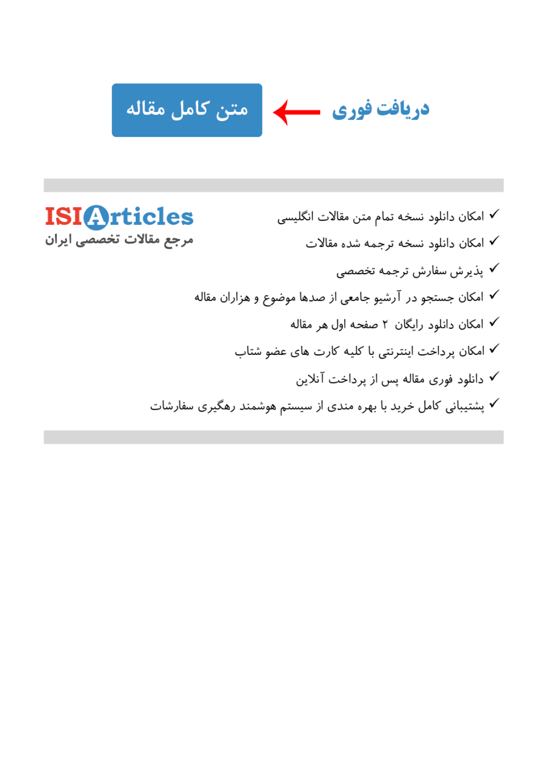دریافت فوری ← **متن کامل مقاله**

**ISIArticles**
مرجع مقالات تخصصی ایران

- ✓ امکان دانلود نسخه تمام متن مقالات انگلیسی
- ✓ امکان دانلود نسخه ترجمه شده مقالات
- ✓ پذیرش سفارش ترجمه تخصصی
- ✓ امکان جستجو در آرشیو جامعی از صدها موضوع و هزاران مقاله
- ✓ امکان دانلود رایگان ۲ صفحه اول هر مقاله
- ✓ امکان پرداخت اینترنتی با کلیه کارت های عضو شتاب
- ✓ دانلود فوری مقاله پس از پرداخت آنلاین
- ✓ پشتیبانی کامل خرید با بهره مندی از سیستم هوشمند رهگیری سفارشات